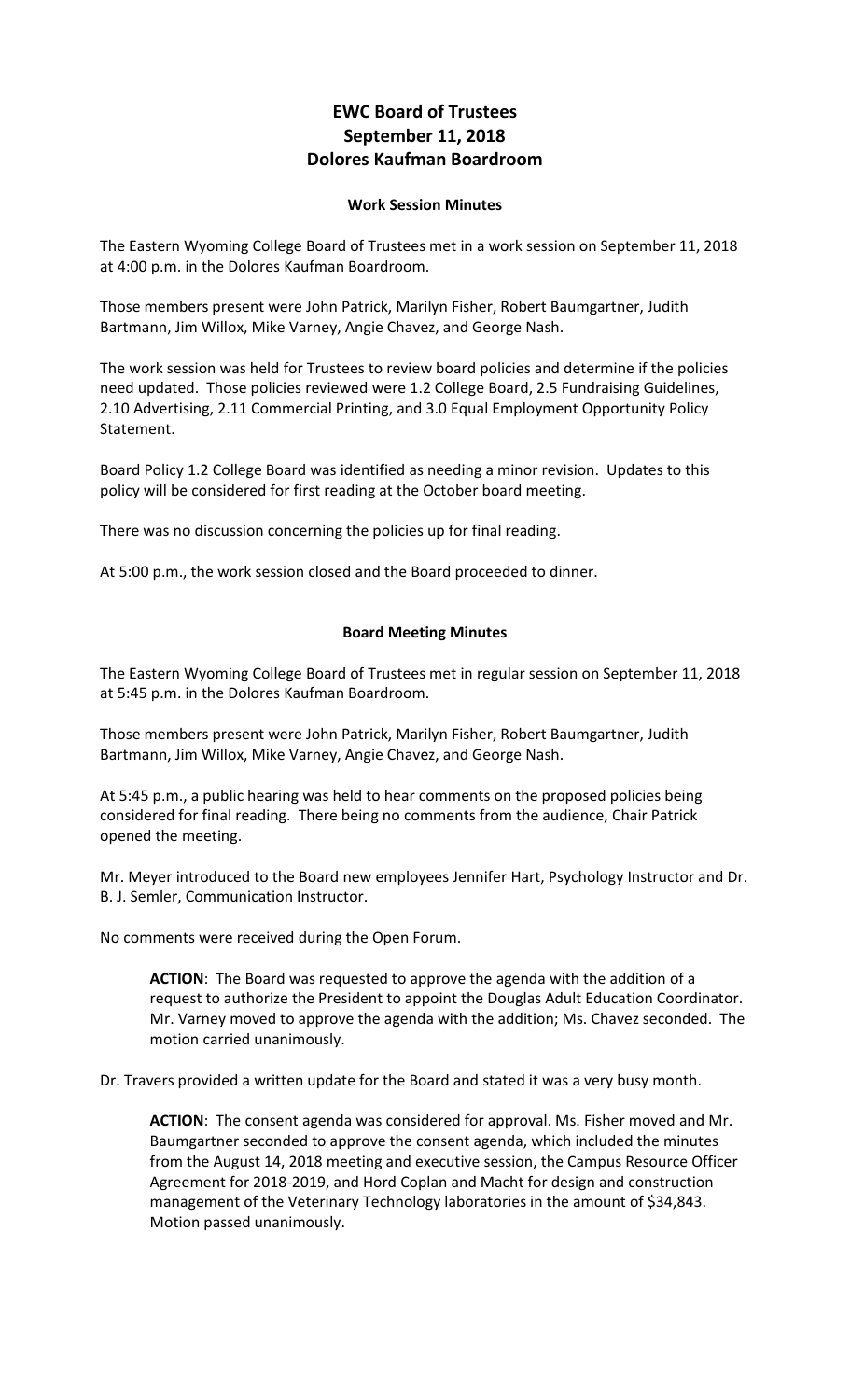# EWC Board of Trustees
# September 11, 2018
# Dolores Kaufman Boardroom

### Work Session Minutes

The Eastern Wyoming College Board of Trustees met in a work session on September 11, 2018 at 4:00 p.m. in the Dolores Kaufman Boardroom.

Those members present were John Patrick, Marilyn Fisher, Robert Baumgartner, Judith Bartmann, Jim Willox, Mike Varney, Angie Chavez, and George Nash.

The work session was held for Trustees to review board policies and determine if the policies need updated. Those policies reviewed were 1.2 College Board, 2.5 Fundraising Guidelines, 2.10 Advertising, 2.11 Commercial Printing, and 3.0 Equal Employment Opportunity Policy Statement.

Board Policy 1.2 College Board was identified as needing a minor revision. Updates to this policy will be considered for first reading at the October board meeting.

There was no discussion concerning the policies up for final reading.

At 5:00 p.m., the work session closed and the Board proceeded to dinner.

### Board Meeting Minutes

The Eastern Wyoming College Board of Trustees met in regular session on September 11, 2018 at 5:45 p.m. in the Dolores Kaufman Boardroom.

Those members present were John Patrick, Marilyn Fisher, Robert Baumgartner, Judith Bartmann, Jim Willox, Mike Varney, Angie Chavez, and George Nash.

At 5:45 p.m., a public hearing was held to hear comments on the proposed policies being considered for final reading. There being no comments from the audience, Chair Patrick opened the meeting.

Mr. Meyer introduced to the Board new employees Jennifer Hart, Psychology Instructor and Dr. B. J. Semler, Communication Instructor.

No comments were received during the Open Forum.

> **ACTION**: The Board was requested to approve the agenda with the addition of a request to authorize the President to appoint the Douglas Adult Education Coordinator. Mr. Varney moved to approve the agenda with the addition; Ms. Chavez seconded. The motion carried unanimously.

Dr. Travers provided a written update for the Board and stated it was a very busy month.

> **ACTION**: The consent agenda was considered for approval. Ms. Fisher moved and Mr. Baumgartner seconded to approve the consent agenda, which included the minutes from the August 14, 2018 meeting and executive session, the Campus Resource Officer Agreement for 2018-2019, and Hord Coplan and Macht for design and construction management of the Veterinary Technology laboratories in the amount of $34,843. Motion passed unanimously.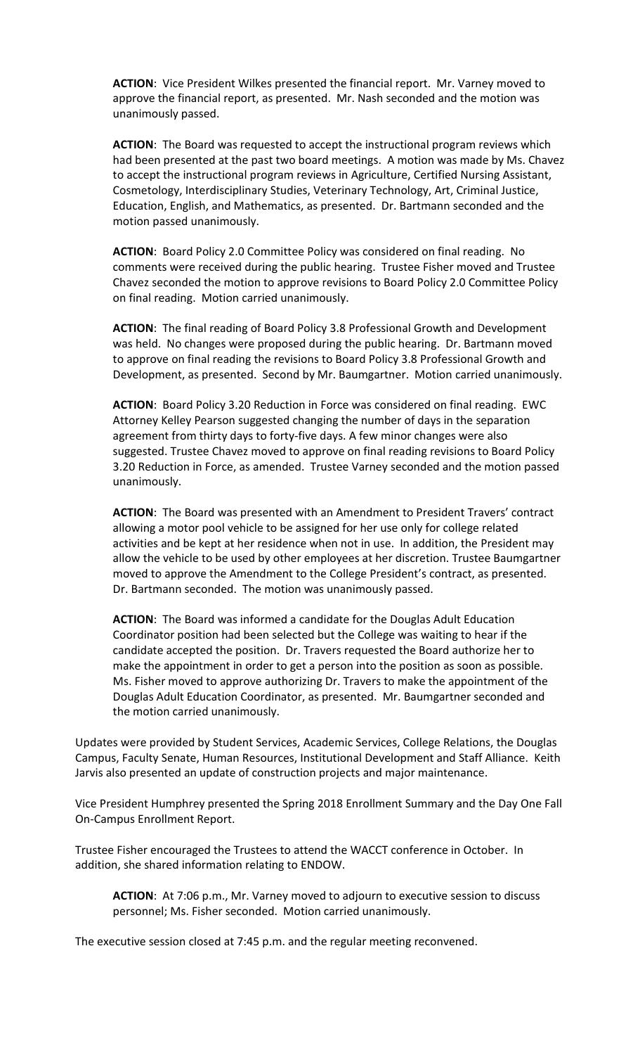**ACTION**: Vice President Wilkes presented the financial report. Mr. Varney moved to approve the financial report, as presented. Mr. Nash seconded and the motion was unanimously passed.

**ACTION**: The Board was requested to accept the instructional program reviews which had been presented at the past two board meetings. A motion was made by Ms. Chavez to accept the instructional program reviews in Agriculture, Certified Nursing Assistant, Cosmetology, Interdisciplinary Studies, Veterinary Technology, Art, Criminal Justice, Education, English, and Mathematics, as presented. Dr. Bartmann seconded and the motion passed unanimously.

**ACTION**: Board Policy 2.0 Committee Policy was considered on final reading. No comments were received during the public hearing. Trustee Fisher moved and Trustee Chavez seconded the motion to approve revisions to Board Policy 2.0 Committee Policy on final reading. Motion carried unanimously.

**ACTION**: The final reading of Board Policy 3.8 Professional Growth and Development was held. No changes were proposed during the public hearing. Dr. Bartmann moved to approve on final reading the revisions to Board Policy 3.8 Professional Growth and Development, as presented. Second by Mr. Baumgartner. Motion carried unanimously.

**ACTION**: Board Policy 3.20 Reduction in Force was considered on final reading. EWC Attorney Kelley Pearson suggested changing the number of days in the separation agreement from thirty days to forty-five days. A few minor changes were also suggested. Trustee Chavez moved to approve on final reading revisions to Board Policy 3.20 Reduction in Force, as amended. Trustee Varney seconded and the motion passed unanimously.

**ACTION**: The Board was presented with an Amendment to President Travers' contract allowing a motor pool vehicle to be assigned for her use only for college related activities and be kept at her residence when not in use. In addition, the President may allow the vehicle to be used by other employees at her discretion. Trustee Baumgartner moved to approve the Amendment to the College President's contract, as presented. Dr. Bartmann seconded. The motion was unanimously passed.

**ACTION**: The Board was informed a candidate for the Douglas Adult Education Coordinator position had been selected but the College was waiting to hear if the candidate accepted the position. Dr. Travers requested the Board authorize her to make the appointment in order to get a person into the position as soon as possible. Ms. Fisher moved to approve authorizing Dr. Travers to make the appointment of the Douglas Adult Education Coordinator, as presented. Mr. Baumgartner seconded and the motion carried unanimously.

Updates were provided by Student Services, Academic Services, College Relations, the Douglas Campus, Faculty Senate, Human Resources, Institutional Development and Staff Alliance. Keith Jarvis also presented an update of construction projects and major maintenance.

Vice President Humphrey presented the Spring 2018 Enrollment Summary and the Day One Fall On-Campus Enrollment Report.

Trustee Fisher encouraged the Trustees to attend the WACCT conference in October. In addition, she shared information relating to ENDOW.

**ACTION**: At 7:06 p.m., Mr. Varney moved to adjourn to executive session to discuss personnel; Ms. Fisher seconded. Motion carried unanimously.

The executive session closed at 7:45 p.m. and the regular meeting reconvened.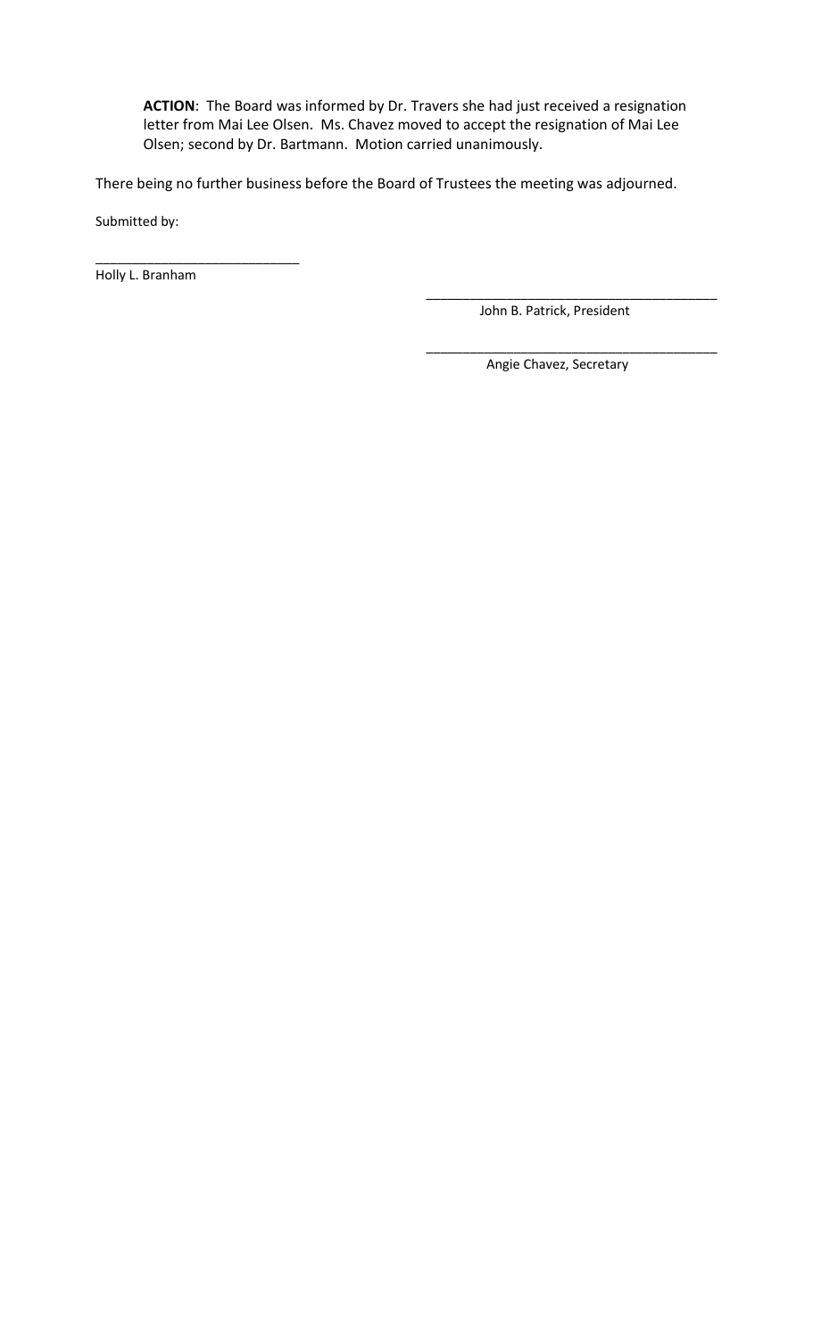**ACTION**: The Board was informed by Dr. Travers she had just received a resignation letter from Mai Lee Olsen. Ms. Chavez moved to accept the resignation of Mai Lee Olsen; second by Dr. Bartmann. Motion carried unanimously.

There being no further business before the Board of Trustees the meeting was adjourned.

Submitted by:

\_\_\_\_\_\_\_\_\_\_\_\_\_\_\_\_\_\_\_\_\_\_\_\_\_\_\_\_

Holly L. Branham

\_\_\_\_\_\_\_\_\_\_\_\_\_\_\_\_\_\_\_\_\_\_\_\_\_\_\_\_\_\_\_\_\_\_\_\_\_\_\_\_

John B. Patrick, President

\_\_\_\_\_\_\_\_\_\_\_\_\_\_\_\_\_\_\_\_\_\_\_\_\_\_\_\_\_\_\_\_\_\_\_\_\_\_\_\_

Angie Chavez, Secretary